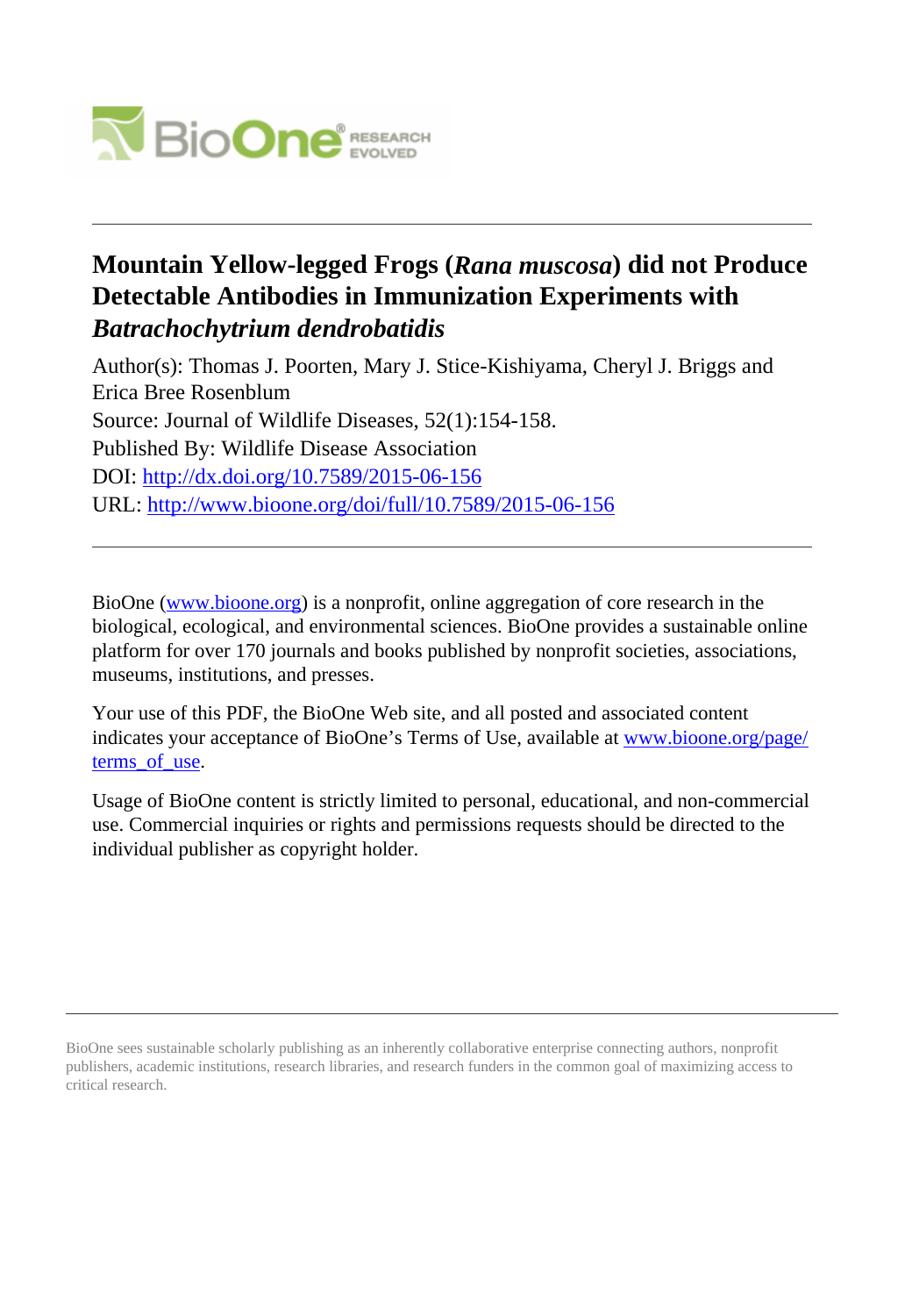# Mountain Yellow-legged Frogs (*Rana muscosa*) did not Produce Detectable Antibodies in Immunization Experiments with *Batrachochytrium dendrobatidis*

Author(s): Thomas J. Poorten, Mary J. Stice-Kishiyama, Cheryl J. Briggs and Erica Bree Rosenblum

Source: Journal of Wildlife Diseases, 52(1):154-158.

Published By: Wildlife Disease Association

DOI: http://dx.doi.org/10.7589/2015-06-156

URL: http://www.bioone.org/doi/full/10.7589/2015-06-156

BioOne (www.bioone.org) is a nonprofit, online aggregation of core research in the biological, ecological, and environmental sciences. BioOne provides a sustainable online platform for over 170 journals and books published by nonprofit societies, associations, museums, institutions, and presses.

Your use of this PDF, the BioOne Web site, and all posted and associated content indicates your acceptance of BioOne's Terms of Use, available at www.bioone.org/page/terms_of_use.

Usage of BioOne content is strictly limited to personal, educational, and non-commercial use. Commercial inquiries or rights and permissions requests should be directed to the individual publisher as copyright holder.

BioOne sees sustainable scholarly publishing as an inherently collaborative enterprise connecting authors, nonprofit publishers, academic institutions, research libraries, and research funders in the common goal of maximizing access to critical research.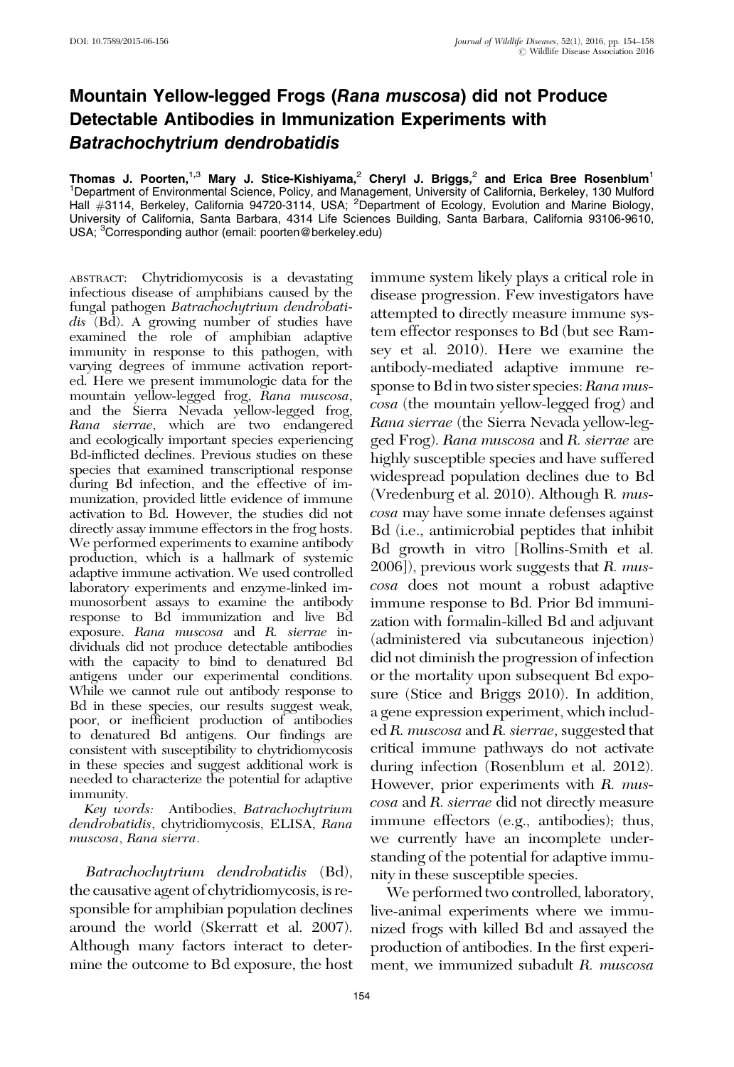# Mountain Yellow-legged Frogs (*Rana muscosa*) did not Produce Detectable Antibodies in Immunization Experiments with *Batrachochytrium dendrobatidis*

**Thomas J. Poorten,[1,3] Mary J. Stice-Kishiyama,[2] Cheryl J. Briggs,[2] and Erica Bree Rosenblum[1]**

[1]Department of Environmental Science, Policy, and Management, University of California, Berkeley, 130 Mulford Hall #3114, Berkeley, California 94720-3114, USA; [2]Department of Ecology, Evolution and Marine Biology, University of California, Santa Barbara, 4314 Life Sciences Building, Santa Barbara, California 93106-9610, USA; [3]Corresponding author (email: poorten@berkeley.edu)

ABSTRACT: Chytridiomycosis is a devastating infectious disease of amphibians caused by the fungal pathogen *Batrachochytrium dendrobatidis* (Bd). A growing number of studies have examined the role of amphibian adaptive immunity in response to this pathogen, with varying degrees of immune activation reported. Here we present immunologic data for the mountain yellow-legged frog, *Rana muscosa*, and the Sierra Nevada yellow-legged frog, *Rana sierrae*, which are two endangered and ecologically important species experiencing Bd-inflicted declines. Previous studies on these species that examined transcriptional response during Bd infection, and the effective of immunization, provided little evidence of immune activation to Bd. However, the studies did not directly assay immune effectors in the frog hosts. We performed experiments to examine antibody production, which is a hallmark of systemic adaptive immune activation. We used controlled laboratory experiments and enzyme-linked immunosorbent assays to examine the antibody response to Bd immunization and live Bd exposure. *Rana muscosa* and *R. sierrae* individuals did not produce detectable antibodies with the capacity to bind to denatured Bd antigens under our experimental conditions. While we cannot rule out antibody response to Bd in these species, our results suggest weak, poor, or inefficient production of antibodies to denatured Bd antigens. Our findings are consistent with susceptibility to chytridiomycosis in these species and suggest additional work is needed to characterize the potential for adaptive immunity.

*Key words:* Antibodies, *Batrachochytrium dendrobatidis*, chytridiomycosis, ELISA, *Rana muscosa*, *Rana sierra*.

*Batrachochytrium dendrobatidis* (Bd), the causative agent of chytridiomycosis, is responsible for amphibian population declines around the world (Skerratt et al. 2007). Although many factors interact to determine the outcome to Bd exposure, the host immune system likely plays a critical role in disease progression. Few investigators have attempted to directly measure immune system effector responses to Bd (but see Ramsey et al. 2010). Here we examine the antibody-mediated adaptive immune response to Bd in two sister species: *Rana muscosa* (the mountain yellow-legged frog) and *Rana sierrae* (the Sierra Nevada yellow-legged Frog). *Rana muscosa* and *R. sierrae* are highly susceptible species and have suffered widespread population declines due to Bd (Vredenburg et al. 2010). Although R. *muscosa* may have some innate defenses against Bd (i.e., antimicrobial peptides that inhibit Bd growth in vitro [Rollins-Smith et al. 2006]), previous work suggests that *R. muscosa* does not mount a robust adaptive immune response to Bd. Prior Bd immunization with formalin-killed Bd and adjuvant (administered via subcutaneous injection) did not diminish the progression of infection or the mortality upon subsequent Bd exposure (Stice and Briggs 2010). In addition, a gene expression experiment, which included *R. muscosa* and *R. sierrae*, suggested that critical immune pathways do not activate during infection (Rosenblum et al. 2012). However, prior experiments with *R. muscosa* and *R. sierrae* did not directly measure immune effectors (e.g., antibodies); thus, we currently have an incomplete understanding of the potential for adaptive immunity in these susceptible species.

We performed two controlled, laboratory, live-animal experiments where we immunized frogs with killed Bd and assayed the production of antibodies. In the first experiment, we immunized subadult *R. muscosa*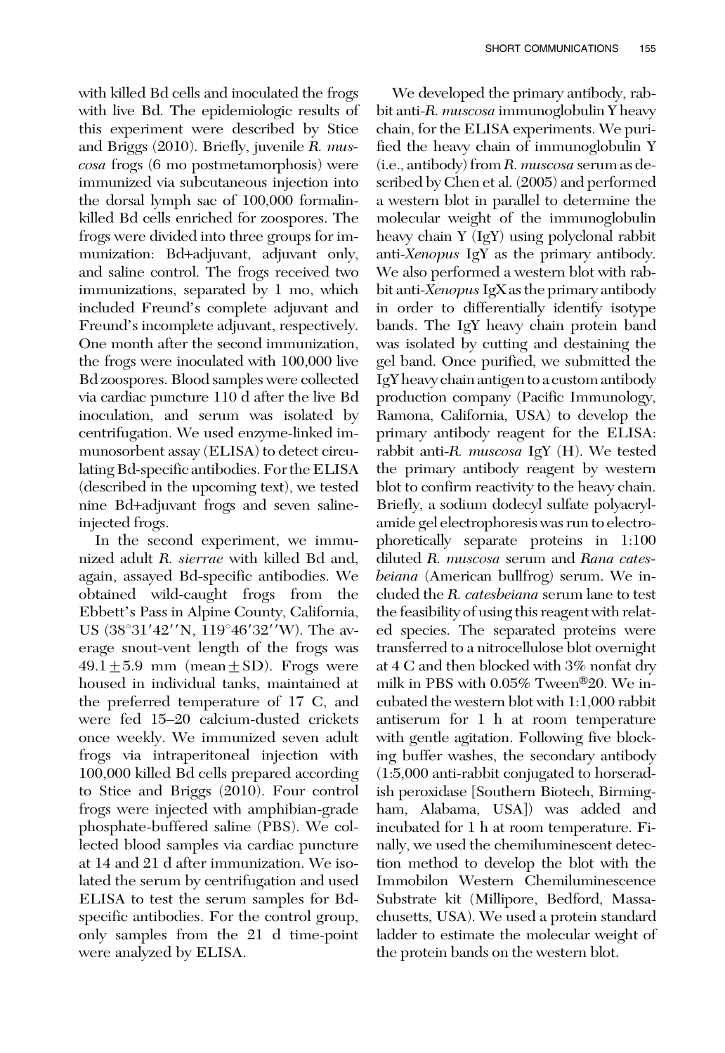with killed Bd cells and inoculated the frogs with live Bd. The epidemiologic results of this experiment were described by Stice and Briggs (2010). Briefly, juvenile *R. muscosa* frogs (6 mo postmetamorphosis) were immunized via subcutaneous injection into the dorsal lymph sac of 100,000 formalin-killed Bd cells enriched for zoospores. The frogs were divided into three groups for immunization: Bd+adjuvant, adjuvant only, and saline control. The frogs received two immunizations, separated by 1 mo, which included Freund's complete adjuvant and Freund's incomplete adjuvant, respectively. One month after the second immunization, the frogs were inoculated with 100,000 live Bd zoospores. Blood samples were collected via cardiac puncture 110 d after the live Bd inoculation, and serum was isolated by centrifugation. We used enzyme-linked immunosorbent assay (ELISA) to detect circulating Bd-specific antibodies. For the ELISA (described in the upcoming text), we tested nine Bd+adjuvant frogs and seven saline-injected frogs.

In the second experiment, we immunized adult *R. sierrae* with killed Bd and, again, assayed Bd-specific antibodies. We obtained wild-caught frogs from the Ebbett's Pass in Alpine County, California, US (38°31′42′′N, 119°46′32′′W). The average snout-vent length of the frogs was 49.1±5.9 mm (mean±SD). Frogs were housed in individual tanks, maintained at the preferred temperature of 17 C, and were fed 15–20 calcium-dusted crickets once weekly. We immunized seven adult frogs via intraperitoneal injection with 100,000 killed Bd cells prepared according to Stice and Briggs (2010). Four control frogs were injected with amphibian-grade phosphate-buffered saline (PBS). We collected blood samples via cardiac puncture at 14 and 21 d after immunization. We isolated the serum by centrifugation and used ELISA to test the serum samples for Bd-specific antibodies. For the control group, only samples from the 21 d time-point were analyzed by ELISA.

We developed the primary antibody, rabbit anti-*R. muscosa* immunoglobulin Y heavy chain, for the ELISA experiments. We purified the heavy chain of immunoglobulin Y (i.e., antibody) from *R. muscosa* serum as described by Chen et al. (2005) and performed a western blot in parallel to determine the molecular weight of the immunoglobulin heavy chain Y (IgY) using polyclonal rabbit anti-*Xenopus* IgY as the primary antibody. We also performed a western blot with rabbit anti-*Xenopus* IgX as the primary antibody in order to differentially identify isotype bands. The IgY heavy chain protein band was isolated by cutting and destaining the gel band. Once purified, we submitted the IgY heavy chain antigen to a custom antibody production company (Pacific Immunology, Ramona, California, USA) to develop the primary antibody reagent for the ELISA: rabbit anti-*R. muscosa* IgY (H). We tested the primary antibody reagent by western blot to confirm reactivity to the heavy chain. Briefly, a sodium dodecyl sulfate polyacrylamide gel electrophoresis was run to electrophoretically separate proteins in 1:100 diluted *R. muscosa* serum and *Rana catesbeiana* (American bullfrog) serum. We included the *R. catesbeiana* serum lane to test the feasibility of using this reagent with related species. The separated proteins were transferred to a nitrocellulose blot overnight at 4 C and then blocked with 3% nonfat dry milk in PBS with 0.05% Tween®20. We incubated the western blot with 1:1,000 rabbit antiserum for 1 h at room temperature with gentle agitation. Following five blocking buffer washes, the secondary antibody (1:5,000 anti-rabbit conjugated to horseradish peroxidase [Southern Biotech, Birmingham, Alabama, USA]) was added and incubated for 1 h at room temperature. Finally, we used the chemiluminescent detection method to develop the blot with the Immobilon Western Chemiluminescence Substrate kit (Millipore, Bedford, Massachusetts, USA). We used a protein standard ladder to estimate the molecular weight of the protein bands on the western blot.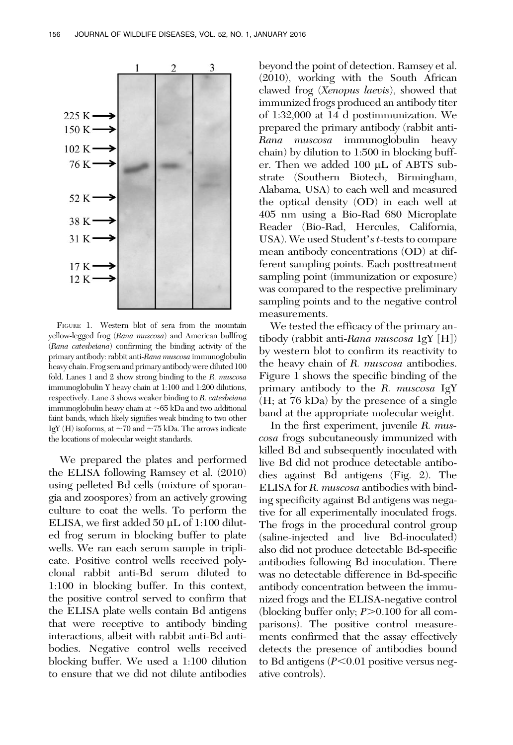FIGURE 1. Western blot of sera from the mountain yellow-legged frog (*Rana muscosa*) and American bullfrog (*Rana catesbeiana*) confirming the binding activity of the primary antibody: rabbit anti-*Rana muscosa* immunoglobulin heavy chain. Frog sera and primary antibody were diluted 100 fold. Lanes 1 and 2 show strong binding to the *R. muscosa* immunoglobulin Y heavy chain at 1:100 and 1:200 dilutions, respectively. Lane 3 shows weaker binding to *R. catesbeiana* immunoglobulin heavy chain at ~65 kDa and two additional faint bands, which likely signifies weak binding to two other IgY (H) isoforms, at ~70 and ~75 kDa. The arrows indicate the locations of molecular weight standards.

We prepared the plates and performed the ELISA following Ramsey et al. (2010) using pelleted Bd cells (mixture of sporangia and zoospores) from an actively growing culture to coat the wells. To perform the ELISA, we first added 50 μL of 1:100 diluted frog serum in blocking buffer to plate wells. We ran each serum sample in triplicate. Positive control wells received polyclonal rabbit anti-Bd serum diluted to 1:100 in blocking buffer. In this context, the positive control served to confirm that the ELISA plate wells contain Bd antigens that were receptive to antibody binding interactions, albeit with rabbit anti-Bd antibodies. Negative control wells received blocking buffer. We used a 1:100 dilution to ensure that we did not dilute antibodies beyond the point of detection. Ramsey et al. (2010), working with the South African clawed frog (*Xenopus laevis*), showed that immunized frogs produced an antibody titer of 1:32,000 at 14 d postimmunization. We prepared the primary antibody (rabbit anti-*Rana muscosa* immunoglobulin heavy chain) by dilution to 1:500 in blocking buffer. Then we added 100 μL of ABTS substrate (Southern Biotech, Birmingham, Alabama, USA) to each well and measured the optical density (OD) in each well at 405 nm using a Bio-Rad 680 Microplate Reader (Bio-Rad, Hercules, California, USA). We used Student's *t*-tests to compare mean antibody concentrations (OD) at different sampling points. Each posttreatment sampling point (immunization or exposure) was compared to the respective preliminary sampling points and to the negative control measurements.

We tested the efficacy of the primary antibody (rabbit anti-*Rana muscosa* IgY [H]) by western blot to confirm its reactivity to the heavy chain of *R. muscosa* antibodies. Figure 1 shows the specific binding of the primary antibody to the *R. muscosa* IgY (H; at 76 kDa) by the presence of a single band at the appropriate molecular weight.

In the first experiment, juvenile *R. muscosa* frogs subcutaneously immunized with killed Bd and subsequently inoculated with live Bd did not produce detectable antibodies against Bd antigens (Fig. 2). The ELISA for *R. muscosa* antibodies with binding specificity against Bd antigens was negative for all experimentally inoculated frogs. The frogs in the procedural control group (saline-injected and live Bd-inoculated) also did not produce detectable Bd-specific antibodies following Bd inoculation. There was no detectable difference in Bd-specific antibody concentration between the immunized frogs and the ELISA-negative control (blocking buffer only; $P>0.100$ for all comparisons). The positive control measurements confirmed that the assay effectively detects the presence of antibodies bound to Bd antigens ($P<0.01$ positive versus negative controls).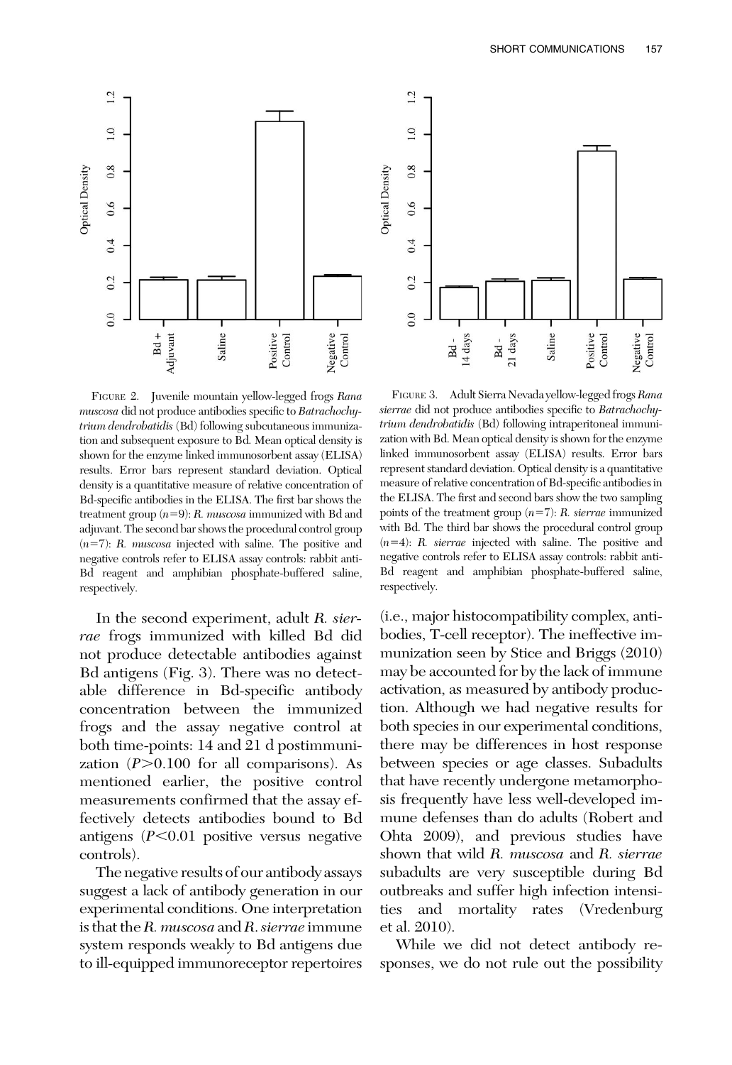FIGURE 2. Juvenile mountain yellow-legged frogs *Rana muscosa* did not produce antibodies specific to *Batrachochytrium dendrobatidis* (Bd) following subcutaneous immunization and subsequent exposure to Bd. Mean optical density is shown for the enzyme linked immunosorbent assay (ELISA) results. Error bars represent standard deviation. Optical density is a quantitative measure of relative concentration of Bd-specific antibodies in the ELISA. The first bar shows the treatment group ($n$=9): *R. muscosa* immunized with Bd and adjuvant. The second bar shows the procedural control group ($n$=7): *R. muscosa* injected with saline. The positive and negative controls refer to ELISA assay controls: rabbit anti-Bd reagent and amphibian phosphate-buffered saline, respectively.

FIGURE 3. Adult Sierra Nevada yellow-legged frogs *Rana sierrae* did not produce antibodies specific to *Batrachochytrium dendrobatidis* (Bd) following intraperitoneal immunization with Bd. Mean optical density is shown for the enzyme linked immunosorbent assay (ELISA) results. Error bars represent standard deviation. Optical density is a quantitative measure of relative concentration of Bd-specific antibodies in the ELISA. The first and second bars show the two sampling points of the treatment group ($n$=7): *R. sierrae* immunized with Bd. The third bar shows the procedural control group ($n$=4): *R. sierrae* injected with saline. The positive and negative controls refer to ELISA assay controls: rabbit anti-Bd reagent and amphibian phosphate-buffered saline, respectively.

In the second experiment, adult *R. sierrae* frogs immunized with killed Bd did not produce detectable antibodies against Bd antigens (Fig. 3). There was no detectable difference in Bd-specific antibody concentration between the immunized frogs and the assay negative control at both time-points: 14 and 21 d postimmunization ($P$>0.100 for all comparisons). As mentioned earlier, the positive control measurements confirmed that the assay effectively detects antibodies bound to Bd antigens ($P$<0.01 positive versus negative controls).

The negative results of our antibody assays suggest a lack of antibody generation in our experimental conditions. One interpretation is that the *R. muscosa* and *R. sierrae* immune system responds weakly to Bd antigens due to ill-equipped immunoreceptor repertoires (i.e., major histocompatibility complex, antibodies, T-cell receptor). The ineffective immunization seen by Stice and Briggs (2010) may be accounted for by the lack of immune activation, as measured by antibody production. Although we had negative results for both species in our experimental conditions, there may be differences in host response between species or age classes. Subadults that have recently undergone metamorphosis frequently have less well-developed immune defenses than do adults (Robert and Ohta 2009), and previous studies have shown that wild *R. muscosa* and *R. sierrae* subadults are very susceptible during Bd outbreaks and suffer high infection intensities and mortality rates (Vredenburg et al. 2010).

While we did not detect antibody responses, we do not rule out the possibility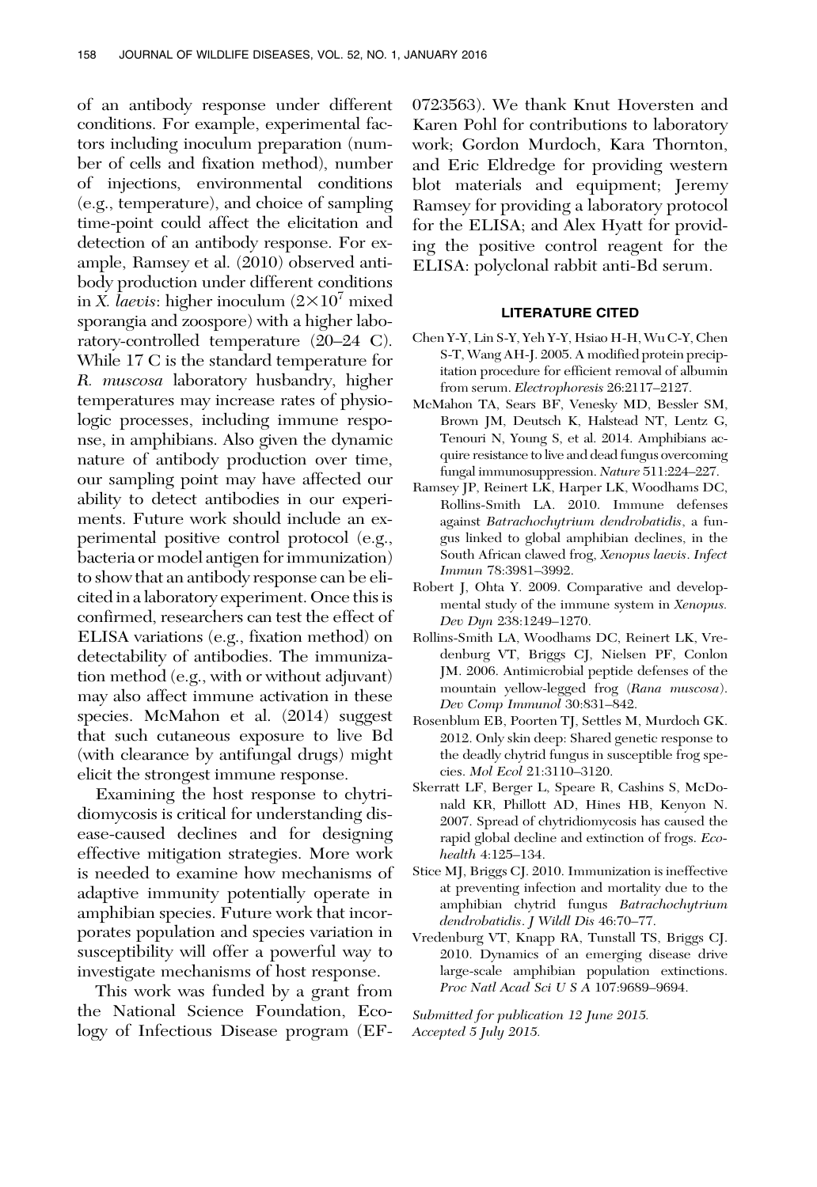of an antibody response under different conditions. For example, experimental factors including inoculum preparation (number of cells and fixation method), number of injections, environmental conditions (e.g., temperature), and choice of sampling time-point could affect the elicitation and detection of an antibody response. For example, Ramsey et al. (2010) observed antibody production under different conditions in *X. laevis*: higher inoculum ($2\times10^7$ mixed sporangia and zoospore) with a higher laboratory-controlled temperature (20–24 C). While 17 C is the standard temperature for *R. muscosa* laboratory husbandry, higher temperatures may increase rates of physiologic processes, including immune response, in amphibians. Also given the dynamic nature of antibody production over time, our sampling point may have affected our ability to detect antibodies in our experiments. Future work should include an experimental positive control protocol (e.g., bacteria or model antigen for immunization) to show that an antibody response can be elicited in a laboratory experiment. Once this is confirmed, researchers can test the effect of ELISA variations (e.g., fixation method) on detectability of antibodies. The immunization method (e.g., with or without adjuvant) may also affect immune activation in these species. McMahon et al. (2014) suggest that such cutaneous exposure to live Bd (with clearance by antifungal drugs) might elicit the strongest immune response.

Examining the host response to chytridiomycosis is critical for understanding disease-caused declines and for designing effective mitigation strategies. More work is needed to examine how mechanisms of adaptive immunity potentially operate in amphibian species. Future work that incorporates population and species variation in susceptibility will offer a powerful way to investigate mechanisms of host response.

This work was funded by a grant from the National Science Foundation, Ecology of Infectious Disease program (EF-0723563). We thank Knut Hoversten and Karen Pohl for contributions to laboratory work; Gordon Murdoch, Kara Thornton, and Eric Eldredge for providing western blot materials and equipment; Jeremy Ramsey for providing a laboratory protocol for the ELISA; and Alex Hyatt for providing the positive control reagent for the ELISA: polyclonal rabbit anti-Bd serum.

## LITERATURE CITED

Chen Y-Y, Lin S-Y, Yeh Y-Y, Hsiao H-H, Wu C-Y, Chen S-T, Wang AH-J. 2005. A modified protein precipitation procedure for efficient removal of albumin from serum. *Electrophoresis* 26:2117–2127.

McMahon TA, Sears BF, Venesky MD, Bessler SM, Brown JM, Deutsch K, Halstead NT, Lentz G, Tenouri N, Young S, et al. 2014. Amphibians acquire resistance to live and dead fungus overcoming fungal immunosuppression. *Nature* 511:224–227.

Ramsey JP, Reinert LK, Harper LK, Woodhams DC, Rollins-Smith LA. 2010. Immune defenses against *Batrachochytrium dendrobatidis*, a fungus linked to global amphibian declines, in the South African clawed frog, *Xenopus laevis*. *Infect Immun* 78:3981–3992.

Robert J, Ohta Y. 2009. Comparative and developmental study of the immune system in *Xenopus*. *Dev Dyn* 238:1249–1270.

Rollins-Smith LA, Woodhams DC, Reinert LK, Vredenburg VT, Briggs CJ, Nielsen PF, Conlon JM. 2006. Antimicrobial peptide defenses of the mountain yellow-legged frog (*Rana muscosa*). *Dev Comp Immunol* 30:831–842.

Rosenblum EB, Poorten TJ, Settles M, Murdoch GK. 2012. Only skin deep: Shared genetic response to the deadly chytrid fungus in susceptible frog species. *Mol Ecol* 21:3110–3120.

Skerratt LF, Berger L, Speare R, Cashins S, McDonald KR, Phillott AD, Hines HB, Kenyon N. 2007. Spread of chytridiomycosis has caused the rapid global decline and extinction of frogs. *Ecohealth* 4:125–134.

Stice MJ, Briggs CJ. 2010. Immunization is ineffective at preventing infection and mortality due to the amphibian chytrid fungus *Batrachochytrium dendrobatidis*. *J Wildl Dis* 46:70–77.

Vredenburg VT, Knapp RA, Tunstall TS, Briggs CJ. 2010. Dynamics of an emerging disease drive large-scale amphibian population extinctions. *Proc Natl Acad Sci U S A* 107:9689–9694.

*Submitted for publication 12 June 2015.*
*Accepted 5 July 2015.*